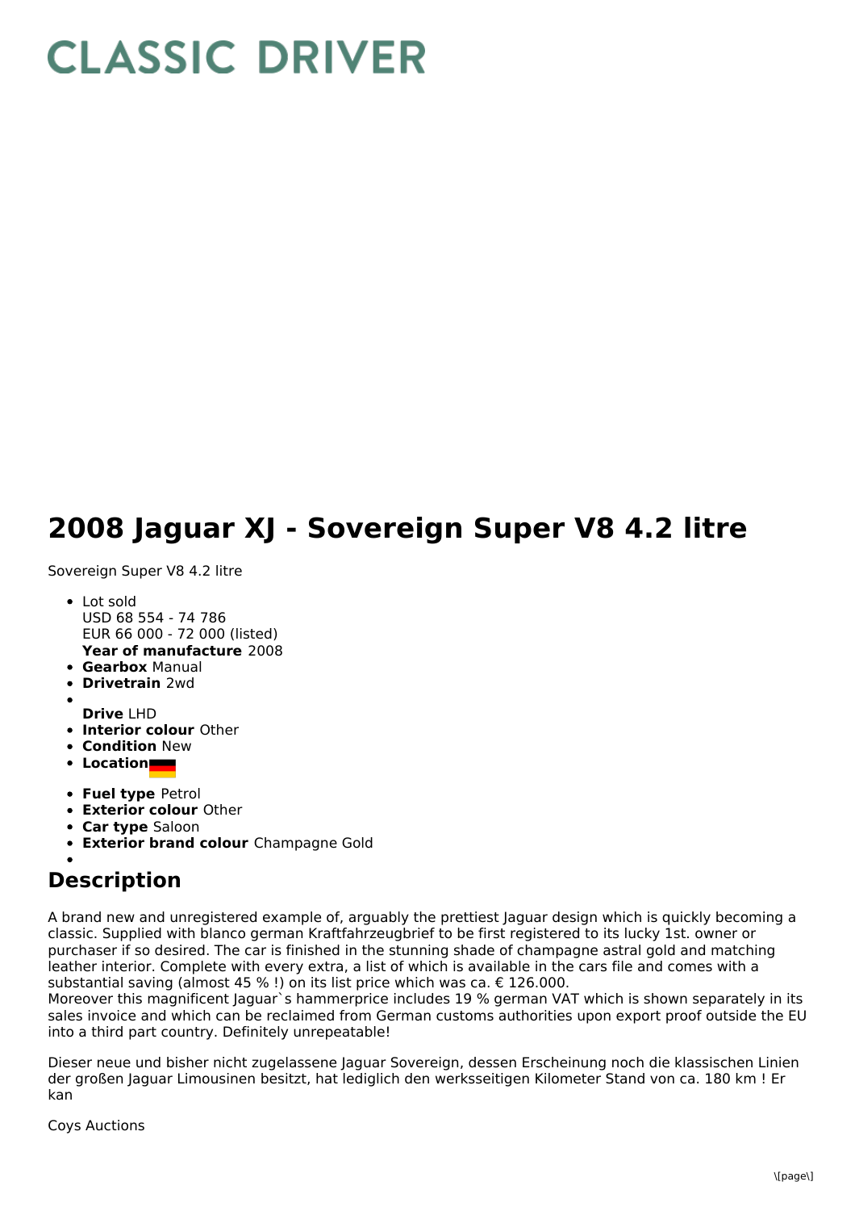# CLASSIC DRIVER

# 2008 Jaguar XJ - Sovereign Super V8 4.2 litre

Sovereign Super V8 4.2 litre

- Lot sold  
  USD 68 554 - 74 786  
  EUR 66 000 - 72 000 (listed)  
  **Year of manufacture** 2008
- **Gearbox** Manual
- **Drivetrain** 2wd
- **Drive** LHD
- **Interior colour** Other
- **Condition** New
- **Location**
- **Fuel type** Petrol
- **Exterior colour** Other
- **Car type** Saloon
- **Exterior brand colour** Champagne Gold

## Description

A brand new and unregistered example of, arguably the prettiest Jaguar design which is quickly becoming a classic. Supplied with blanco german Kraftfahrzeugbrief to be first registered to its lucky 1st. owner or purchaser if so desired. The car is finished in the stunning shade of champagne astral gold and matching leather interior. Complete with every extra, a list of which is available in the cars file and comes with a substantial saving (almost 45 % !) on its list price which was ca. € 126.000.
Moreover this magnificent Jaguar`s hammerprice includes 19 % german VAT which is shown separately in its sales invoice and which can be reclaimed from German customs authorities upon export proof outside the EU into a third part country. Definitely unrepeatable!

Dieser neue und bisher nicht zugelassene Jaguar Sovereign, dessen Erscheinung noch die klassischen Linien der großen Jaguar Limousinen besitzt, hat lediglich den werksseitigen Kilometer Stand von ca. 180 km ! Er kan

Coys Auctions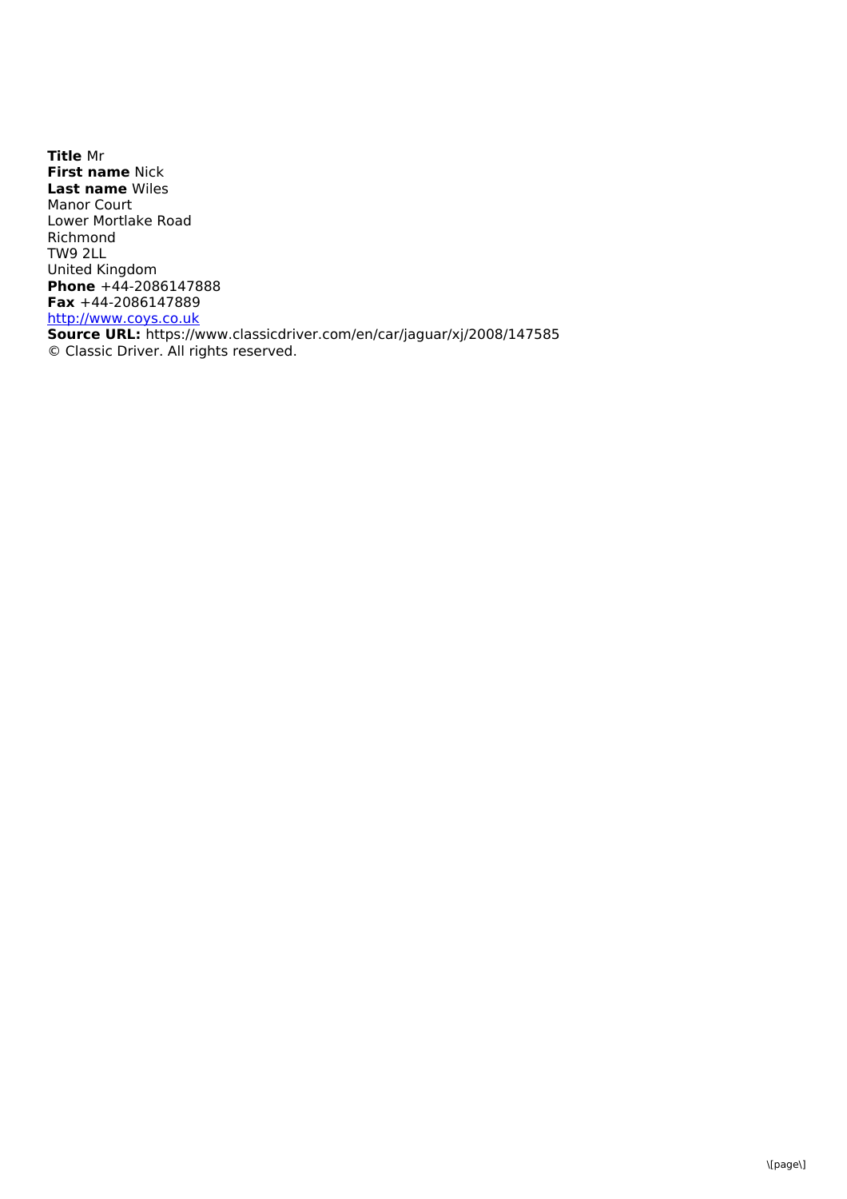**Title** Mr
**First name** Nick
**Last name** Wiles
Manor Court
Lower Mortlake Road
Richmond
TW9 2LL
United Kingdom
**Phone** +44-2086147888
**Fax** +44-2086147889
[http://www.coys.co.uk](http://www.coys.co.uk)
**Source URL:** https://www.classicdriver.com/en/car/jaguar/xj/2008/147585
© Classic Driver. All rights reserved.